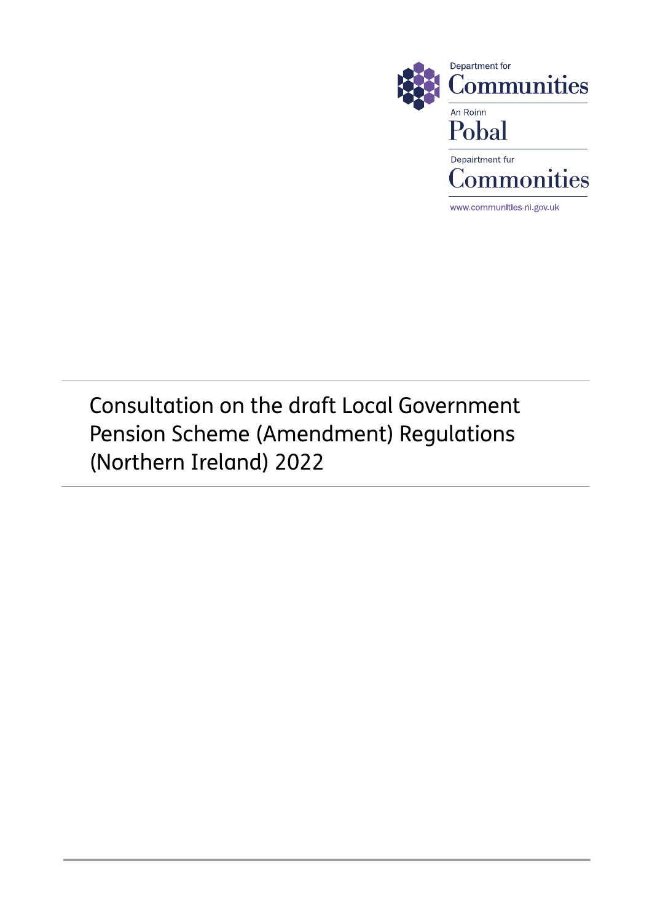Department for
Communities

An Roinn
Pobal

Depairtment fur
Commonities

www.communities-ni.gov.uk

# Consultation on the draft Local Government Pension Scheme (Amendment) Regulations (Northern Ireland) 2022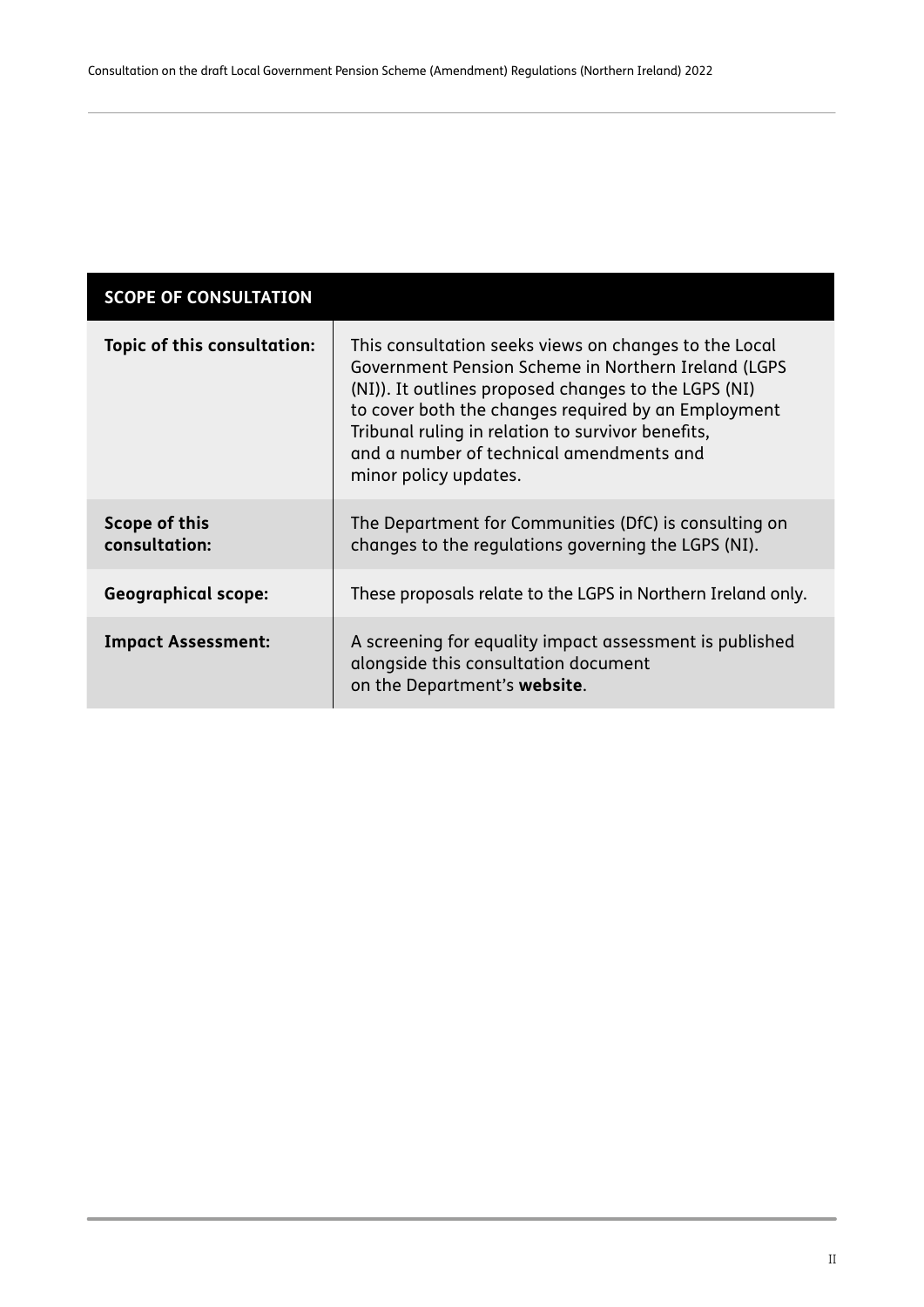| SCOPE OF CONSULTATION | |
|---|---|
| **Topic of this consultation:** | This consultation seeks views on changes to the Local Government Pension Scheme in Northern Ireland (LGPS (NI)). It outlines proposed changes to the LGPS (NI) to cover both the changes required by an Employment Tribunal ruling in relation to survivor benefits, and a number of technical amendments and minor policy updates. |
| **Scope of this consultation:** | The Department for Communities (DfC) is consulting on changes to the regulations governing the LGPS (NI). |
| **Geographical scope:** | These proposals relate to the LGPS in Northern Ireland only. |
| **Impact Assessment:** | A screening for equality impact assessment is published alongside this consultation document on the Department's **website**. |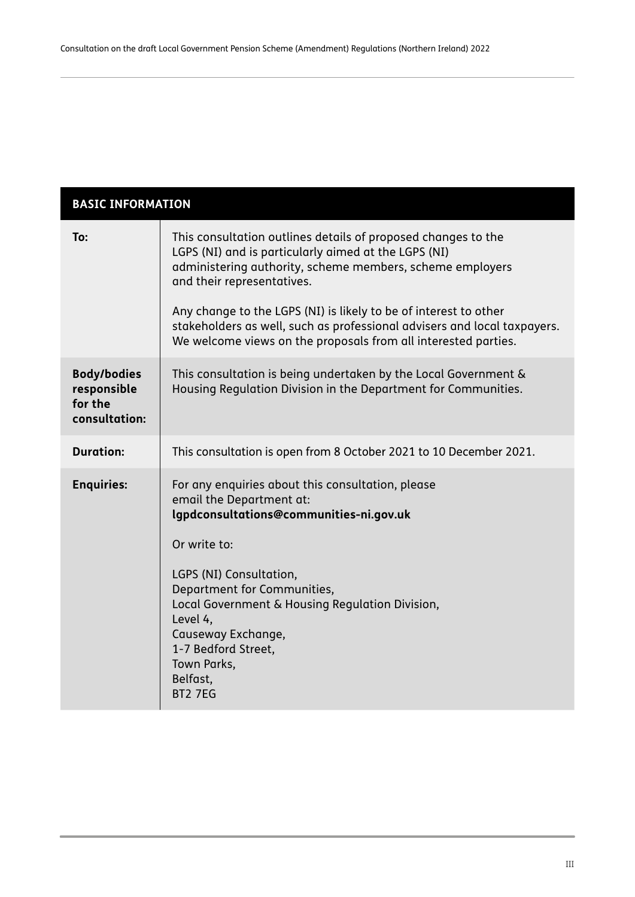| BASIC INFORMATION | |
|---|---|
| **To:** | This consultation outlines details of proposed changes to the LGPS (NI) and is particularly aimed at the LGPS (NI) administering authority, scheme members, scheme employers and their representatives.<br><br>Any change to the LGPS (NI) is likely to be of interest to other stakeholders as well, such as professional advisers and local taxpayers. We welcome views on the proposals from all interested parties. |
| **Body/bodies responsible for the consultation:** | This consultation is being undertaken by the Local Government & Housing Regulation Division in the Department for Communities. |
| **Duration:** | This consultation is open from 8 October 2021 to 10 December 2021. |
| **Enquiries:** | For any enquiries about this consultation, please email the Department at: **lgpdconsultations@communities-ni.gov.uk**<br><br>Or write to:<br><br>LGPS (NI) Consultation,<br>Department for Communities,<br>Local Government & Housing Regulation Division,<br>Level 4,<br>Causeway Exchange,<br>1-7 Bedford Street,<br>Town Parks,<br>Belfast,<br>BT2 7EG |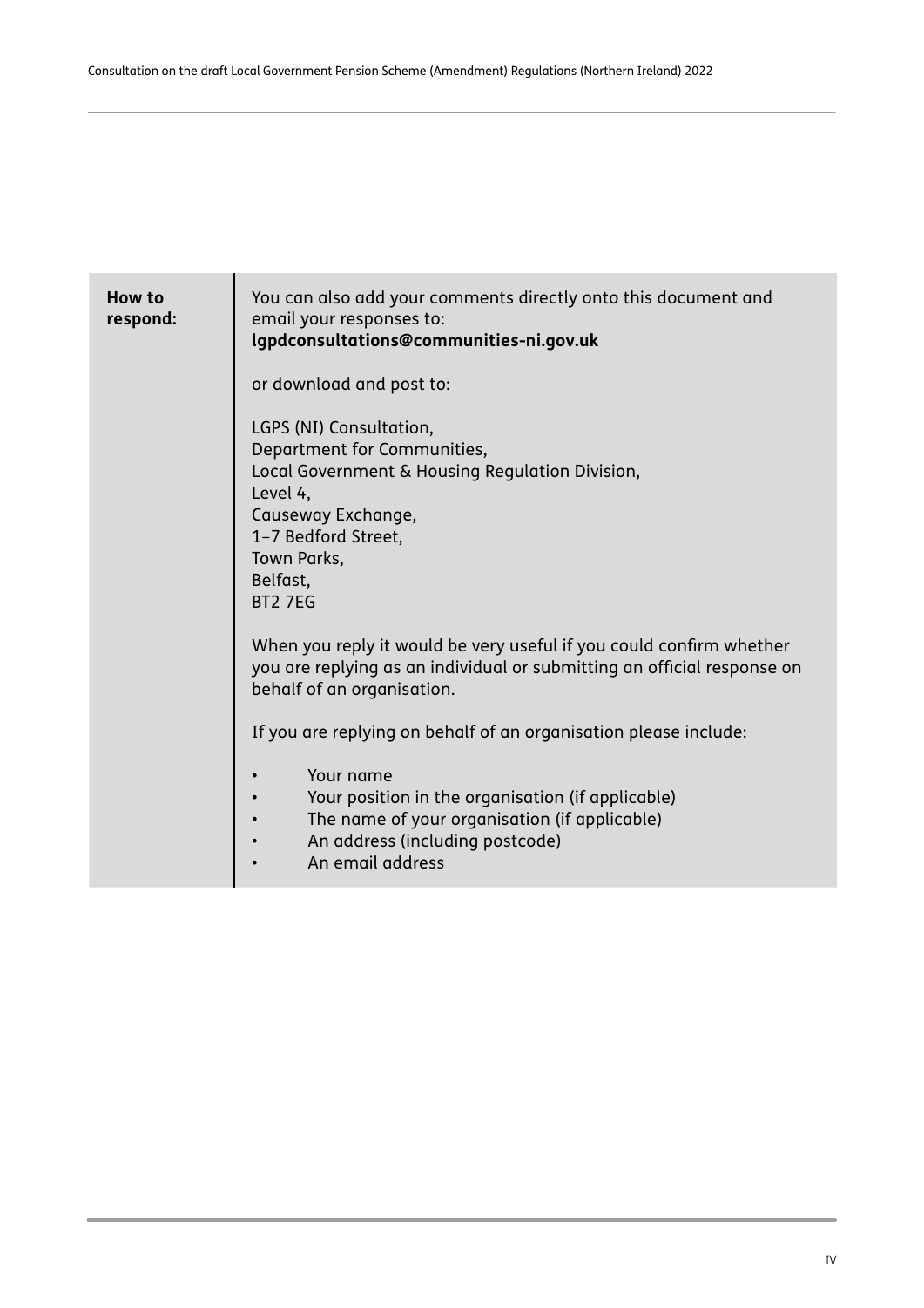| **How to respond:** | You can also add your comments directly onto this document and email your responses to: **lgpdconsultations@communities-ni.gov.uk**<br><br>or download and post to:<br><br>LGPS (NI) Consultation,<br>Department for Communities,<br>Local Government & Housing Regulation Division,<br>Level 4,<br>Causeway Exchange,<br>1–7 Bedford Street,<br>Town Parks,<br>Belfast,<br>BT2 7EG<br><br>When you reply it would be very useful if you could confirm whether you are replying as an individual or submitting an official response on behalf of an organisation.<br><br>If you are replying on behalf of an organisation please include:<br><br>• Your name<br>• Your position in the organisation (if applicable)<br>• The name of your organisation (if applicable)<br>• An address (including postcode)<br>• An email address |
|---|---|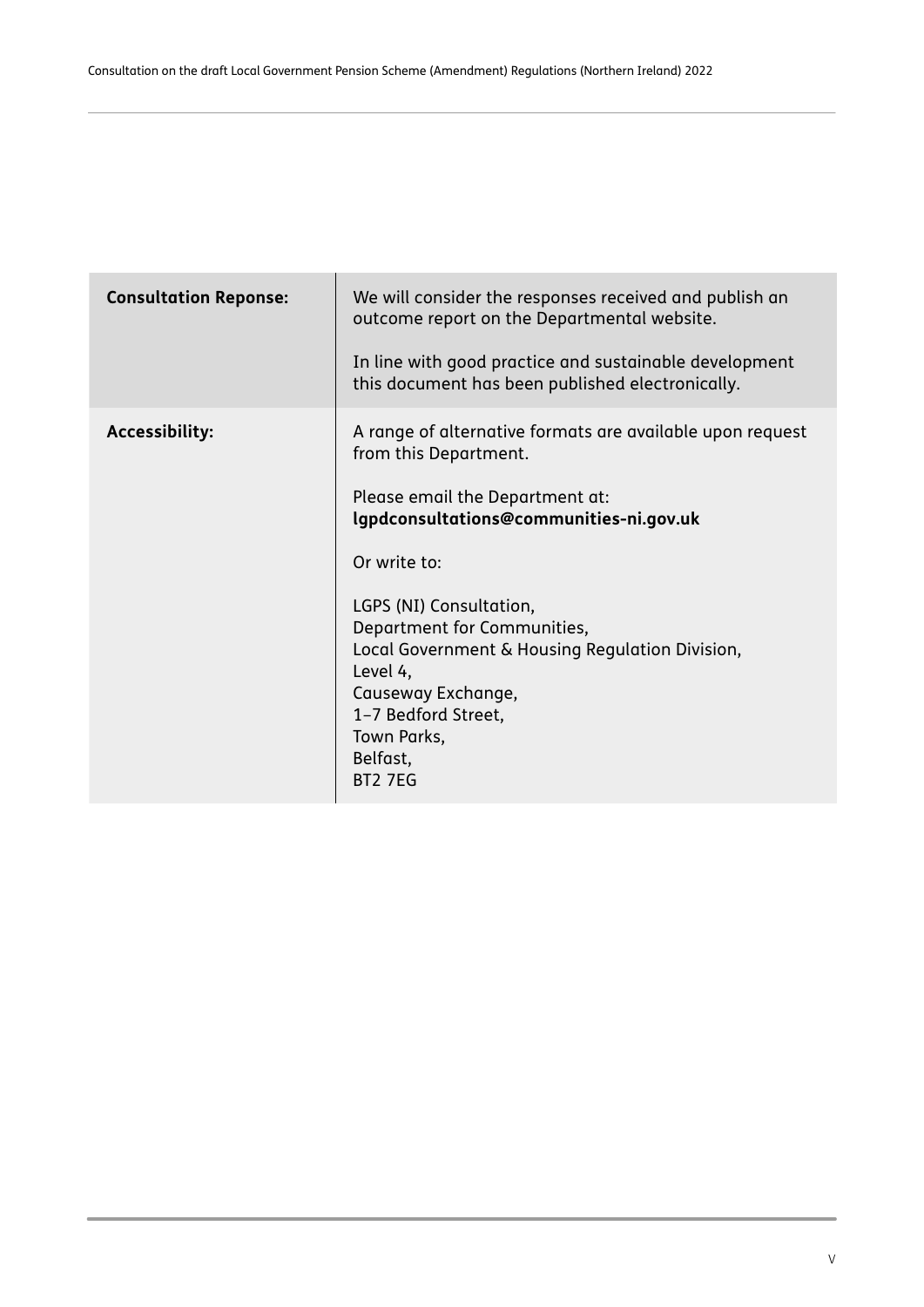| **Consultation Reponse:** | We will consider the responses received and publish an outcome report on the Departmental website.<br><br>In line with good practice and sustainable development this document has been published electronically. |
| --- | --- |
| **Accessibility:** | A range of alternative formats are available upon request from this Department.<br><br>Please email the Department at: **lgpdconsultations@communities-ni.gov.uk**<br><br>Or write to:<br><br>LGPS (NI) Consultation,<br>Department for Communities,<br>Local Government & Housing Regulation Division,<br>Level 4,<br>Causeway Exchange,<br>1–7 Bedford Street,<br>Town Parks,<br>Belfast,<br>BT2 7EG |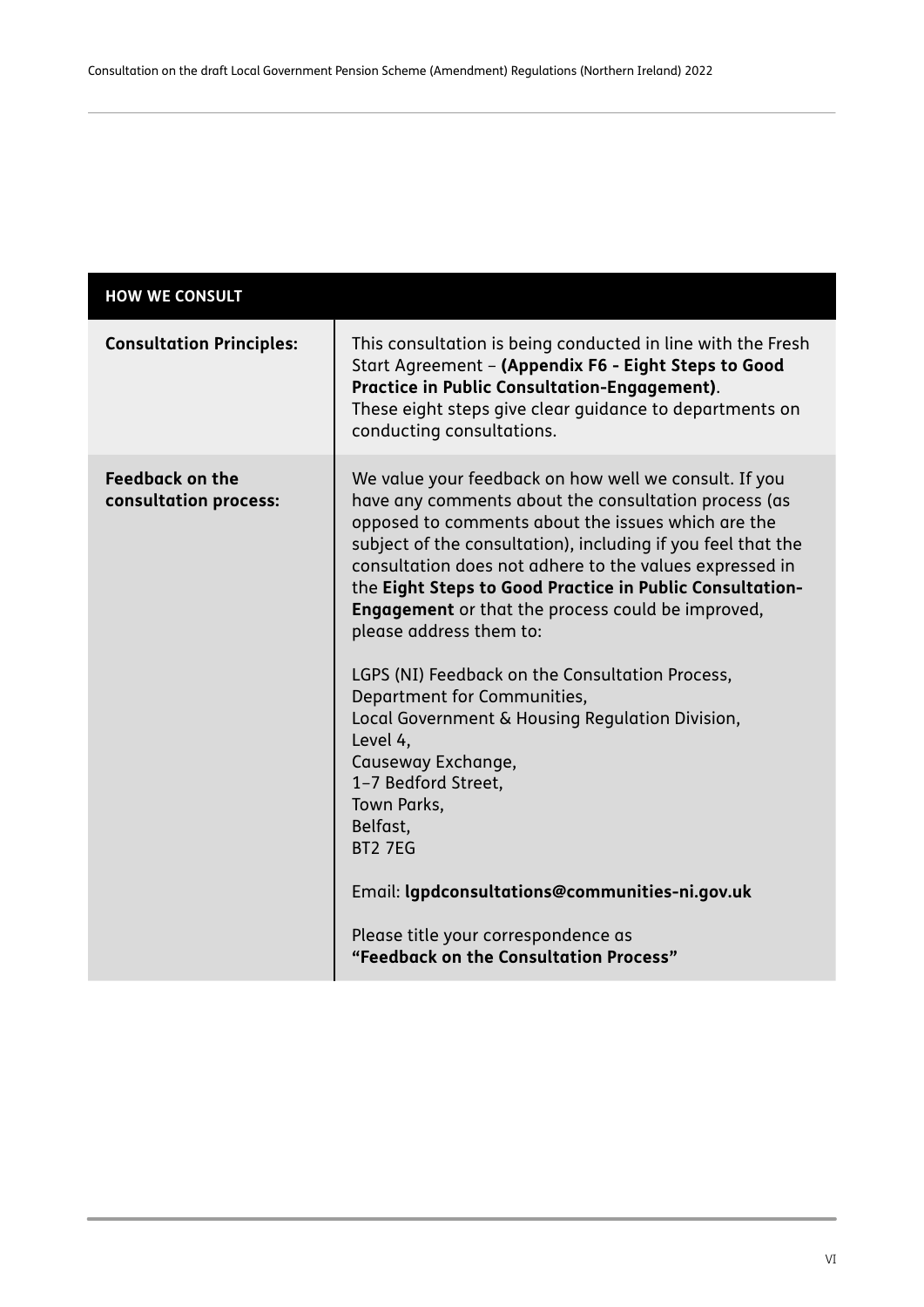| HOW WE CONSULT | |
|---|---|
| **Consultation Principles:** | This consultation is being conducted in line with the Fresh Start Agreement – **(Appendix F6 - Eight Steps to Good Practice in Public Consultation-Engagement)**. These eight steps give clear guidance to departments on conducting consultations. |
| **Feedback on the consultation process:** | We value your feedback on how well we consult. If you have any comments about the consultation process (as opposed to comments about the issues which are the subject of the consultation), including if you feel that the consultation does not adhere to the values expressed in the **Eight Steps to Good Practice in Public Consultation-Engagement** or that the process could be improved, please address them to:<br><br>LGPS (NI) Feedback on the Consultation Process,<br>Department for Communities,<br>Local Government & Housing Regulation Division,<br>Level 4,<br>Causeway Exchange,<br>1–7 Bedford Street,<br>Town Parks,<br>Belfast,<br>BT2 7EG<br><br>Email: **lgpdconsultations@communities-ni.gov.uk**<br><br>Please title your correspondence as **"Feedback on the Consultation Process"** |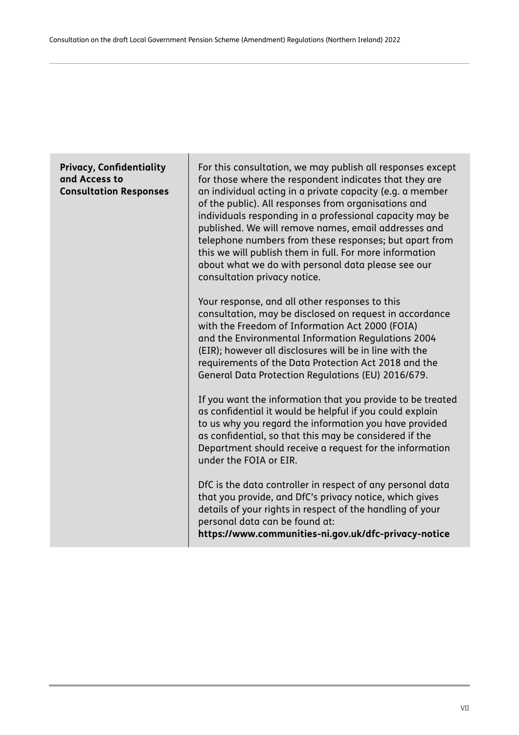| **Privacy, Confidentiality and Access to Consultation Responses** | For this consultation, we may publish all responses except for those where the respondent indicates that they are an individual acting in a private capacity (e.g. a member of the public). All responses from organisations and individuals responding in a professional capacity may be published. We will remove names, email addresses and telephone numbers from these responses; but apart from this we will publish them in full. For more information about what we do with personal data please see our consultation privacy notice.<br><br>Your response, and all other responses to this consultation, may be disclosed on request in accordance with the Freedom of Information Act 2000 (FOIA) and the Environmental Information Regulations 2004 (EIR); however all disclosures will be in line with the requirements of the Data Protection Act 2018 and the General Data Protection Regulations (EU) 2016/679.<br><br>If you want the information that you provide to be treated as confidential it would be helpful if you could explain to us why you regard the information you have provided as confidential, so that this may be considered if the Department should receive a request for the information under the FOIA or EIR.<br><br>DfC is the data controller in respect of any personal data that you provide, and DfC's privacy notice, which gives details of your rights in respect of the handling of your personal data can be found at:<br>**https://www.communities-ni.gov.uk/dfc-privacy-notice** |
|---|---|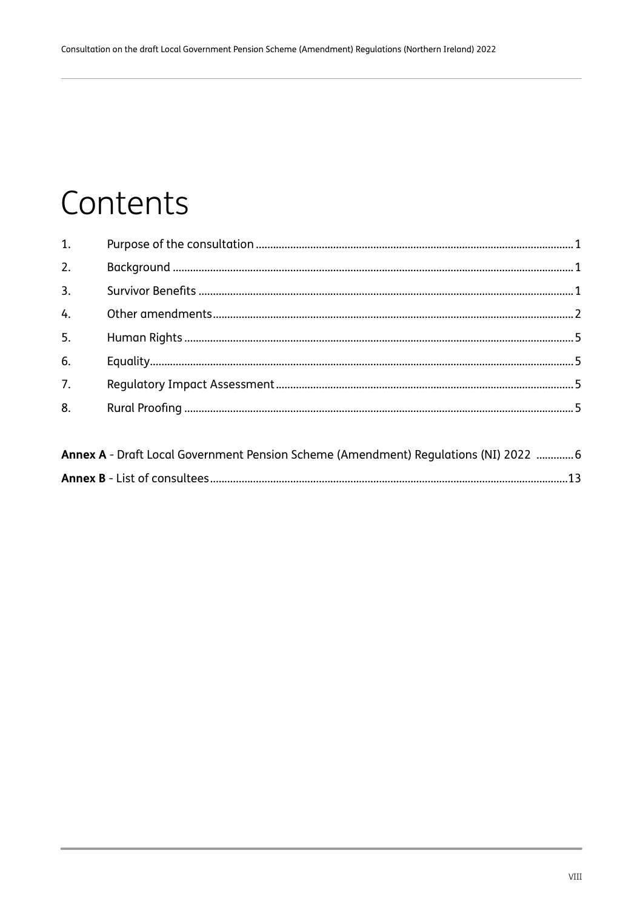# Contents

1. Purpose of the consultation ........ 1
2. Background ........ 1
3. Survivor Benefits ........ 1
4. Other amendments ........ 2
5. Human Rights ........ 5
6. Equality ........ 5
7. Regulatory Impact Assessment ........ 5
8. Rural Proofing ........ 5

**Annex A** - Draft Local Government Pension Scheme (Amendment) Regulations (NI) 2022 ........ 6

**Annex B** - List of consultees ........ 13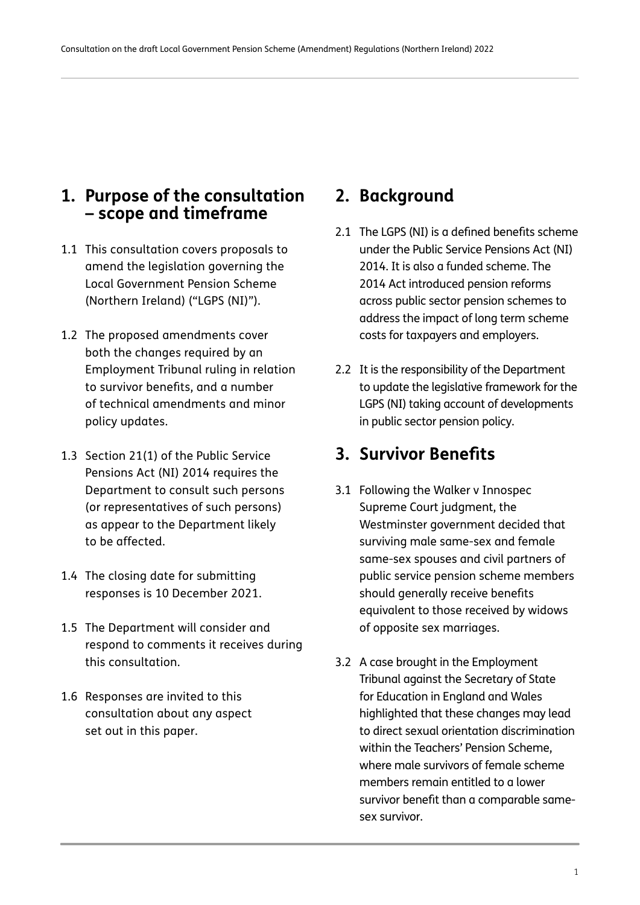## 1. Purpose of the consultation – scope and timeframe

1.1 This consultation covers proposals to amend the legislation governing the Local Government Pension Scheme (Northern Ireland) ("LGPS (NI)").

1.2 The proposed amendments cover both the changes required by an Employment Tribunal ruling in relation to survivor benefits, and a number of technical amendments and minor policy updates.

1.3 Section 21(1) of the Public Service Pensions Act (NI) 2014 requires the Department to consult such persons (or representatives of such persons) as appear to the Department likely to be affected.

1.4 The closing date for submitting responses is 10 December 2021.

1.5 The Department will consider and respond to comments it receives during this consultation.

1.6 Responses are invited to this consultation about any aspect set out in this paper.

## 2. Background

2.1 The LGPS (NI) is a defined benefits scheme under the Public Service Pensions Act (NI) 2014. It is also a funded scheme. The 2014 Act introduced pension reforms across public sector pension schemes to address the impact of long term scheme costs for taxpayers and employers.

2.2 It is the responsibility of the Department to update the legislative framework for the LGPS (NI) taking account of developments in public sector pension policy.

## 3. Survivor Benefits

3.1 Following the Walker v Innospec Supreme Court judgment, the Westminster government decided that surviving male same-sex and female same-sex spouses and civil partners of public service pension scheme members should generally receive benefits equivalent to those received by widows of opposite sex marriages.

3.2 A case brought in the Employment Tribunal against the Secretary of State for Education in England and Wales highlighted that these changes may lead to direct sexual orientation discrimination within the Teachers' Pension Scheme, where male survivors of female scheme members remain entitled to a lower survivor benefit than a comparable same-sex survivor.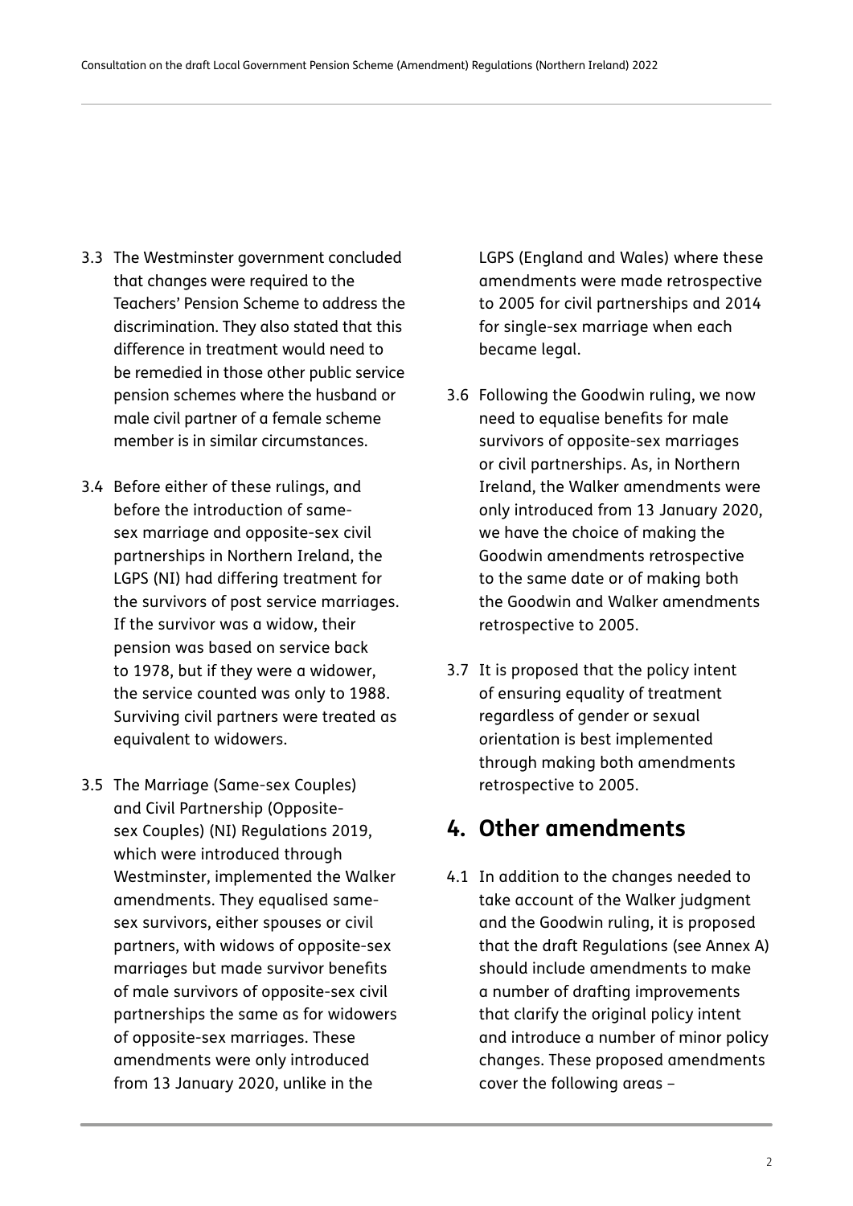3.3 The Westminster government concluded that changes were required to the Teachers' Pension Scheme to address the discrimination. They also stated that this difference in treatment would need to be remedied in those other public service pension schemes where the husband or male civil partner of a female scheme member is in similar circumstances.

3.4 Before either of these rulings, and before the introduction of same-sex marriage and opposite-sex civil partnerships in Northern Ireland, the LGPS (NI) had differing treatment for the survivors of post service marriages. If the survivor was a widow, their pension was based on service back to 1978, but if they were a widower, the service counted was only to 1988. Surviving civil partners were treated as equivalent to widowers.

3.5 The Marriage (Same-sex Couples) and Civil Partnership (Opposite-sex Couples) (NI) Regulations 2019, which were introduced through Westminster, implemented the Walker amendments. They equalised same-sex survivors, either spouses or civil partners, with widows of opposite-sex marriages but made survivor benefits of male survivors of opposite-sex civil partnerships the same as for widowers of opposite-sex marriages. These amendments were only introduced from 13 January 2020, unlike in the LGPS (England and Wales) where these amendments were made retrospective to 2005 for civil partnerships and 2014 for single-sex marriage when each became legal.

3.6 Following the Goodwin ruling, we now need to equalise benefits for male survivors of opposite-sex marriages or civil partnerships. As, in Northern Ireland, the Walker amendments were only introduced from 13 January 2020, we have the choice of making the Goodwin amendments retrospective to the same date or of making both the Goodwin and Walker amendments retrospective to 2005.

3.7 It is proposed that the policy intent of ensuring equality of treatment regardless of gender or sexual orientation is best implemented through making both amendments retrospective to 2005.

## 4. Other amendments

4.1 In addition to the changes needed to take account of the Walker judgment and the Goodwin ruling, it is proposed that the draft Regulations (see Annex A) should include amendments to make a number of drafting improvements that clarify the original policy intent and introduce a number of minor policy changes. These proposed amendments cover the following areas –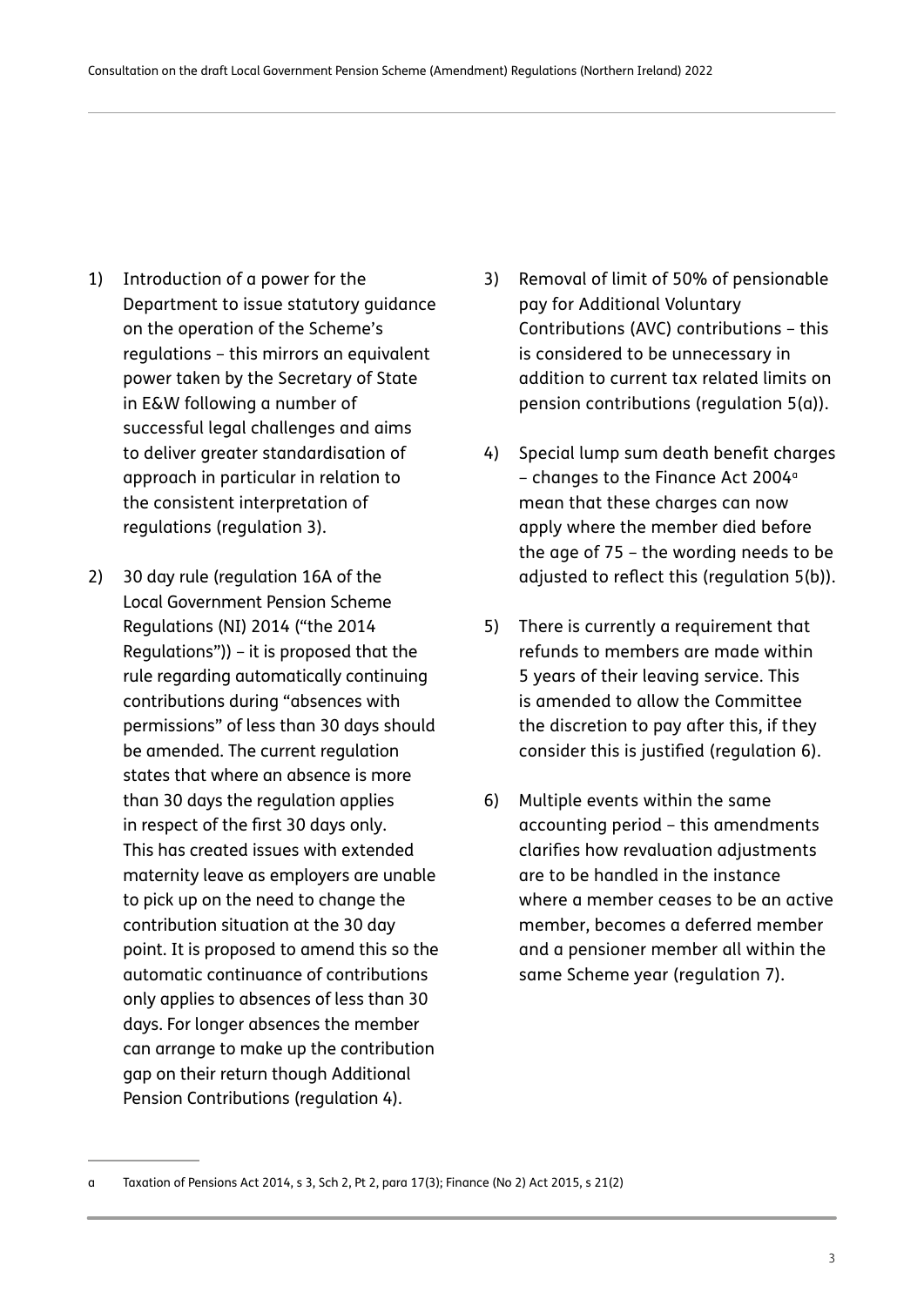1) Introduction of a power for the Department to issue statutory guidance on the operation of the Scheme's regulations – this mirrors an equivalent power taken by the Secretary of State in E&W following a number of successful legal challenges and aims to deliver greater standardisation of approach in particular in relation to the consistent interpretation of regulations (regulation 3).

2) 30 day rule (regulation 16A of the Local Government Pension Scheme Regulations (NI) 2014 ("the 2014 Regulations")) – it is proposed that the rule regarding automatically continuing contributions during "absences with permissions" of less than 30 days should be amended. The current regulation states that where an absence is more than 30 days the regulation applies in respect of the first 30 days only. This has created issues with extended maternity leave as employers are unable to pick up on the need to change the contribution situation at the 30 day point. It is proposed to amend this so the automatic continuance of contributions only applies to absences of less than 30 days. For longer absences the member can arrange to make up the contribution gap on their return though Additional Pension Contributions (regulation 4).

3) Removal of limit of 50% of pensionable pay for Additional Voluntary Contributions (AVC) contributions – this is considered to be unnecessary in addition to current tax related limits on pension contributions (regulation 5(a)).

4) Special lump sum death benefit charges – changes to the Finance Act 2004[a] mean that these charges can now apply where the member died before the age of 75 – the wording needs to be adjusted to reflect this (regulation 5(b)).

5) There is currently a requirement that refunds to members are made within 5 years of their leaving service. This is amended to allow the Committee the discretion to pay after this, if they consider this is justified (regulation 6).

6) Multiple events within the same accounting period – this amendments clarifies how revaluation adjustments are to be handled in the instance where a member ceases to be an active member, becomes a deferred member and a pensioner member all within the same Scheme year (regulation 7).

---

a Taxation of Pensions Act 2014, s 3, Sch 2, Pt 2, para 17(3); Finance (No 2) Act 2015, s 21(2)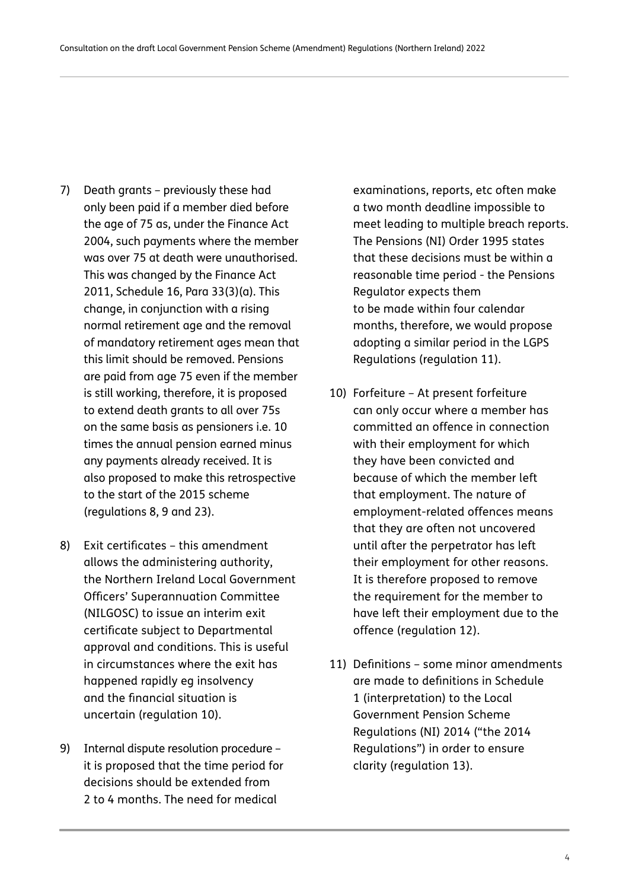7) Death grants – previously these had only been paid if a member died before the age of 75 as, under the Finance Act 2004, such payments where the member was over 75 at death were unauthorised. This was changed by the Finance Act 2011, Schedule 16, Para 33(3)(a). This change, in conjunction with a rising normal retirement age and the removal of mandatory retirement ages mean that this limit should be removed. Pensions are paid from age 75 even if the member is still working, therefore, it is proposed to extend death grants to all over 75s on the same basis as pensioners i.e. 10 times the annual pension earned minus any payments already received. It is also proposed to make this retrospective to the start of the 2015 scheme (regulations 8, 9 and 23).

8) Exit certificates – this amendment allows the administering authority, the Northern Ireland Local Government Officers' Superannuation Committee (NILGOSC) to issue an interim exit certificate subject to Departmental approval and conditions. This is useful in circumstances where the exit has happened rapidly eg insolvency and the financial situation is uncertain (regulation 10).

9) Internal dispute resolution procedure – it is proposed that the time period for decisions should be extended from 2 to 4 months. The need for medical examinations, reports, etc often make a two month deadline impossible to meet leading to multiple breach reports. The Pensions (NI) Order 1995 states that these decisions must be within a reasonable time period - the Pensions Regulator expects them to be made within four calendar months, therefore, we would propose adopting a similar period in the LGPS Regulations (regulation 11).

10) Forfeiture – At present forfeiture can only occur where a member has committed an offence in connection with their employment for which they have been convicted and because of which the member left that employment. The nature of employment-related offences means that they are often not uncovered until after the perpetrator has left their employment for other reasons. It is therefore proposed to remove the requirement for the member to have left their employment due to the offence (regulation 12).

11) Definitions – some minor amendments are made to definitions in Schedule 1 (interpretation) to the Local Government Pension Scheme Regulations (NI) 2014 ("the 2014 Regulations") in order to ensure clarity (regulation 13).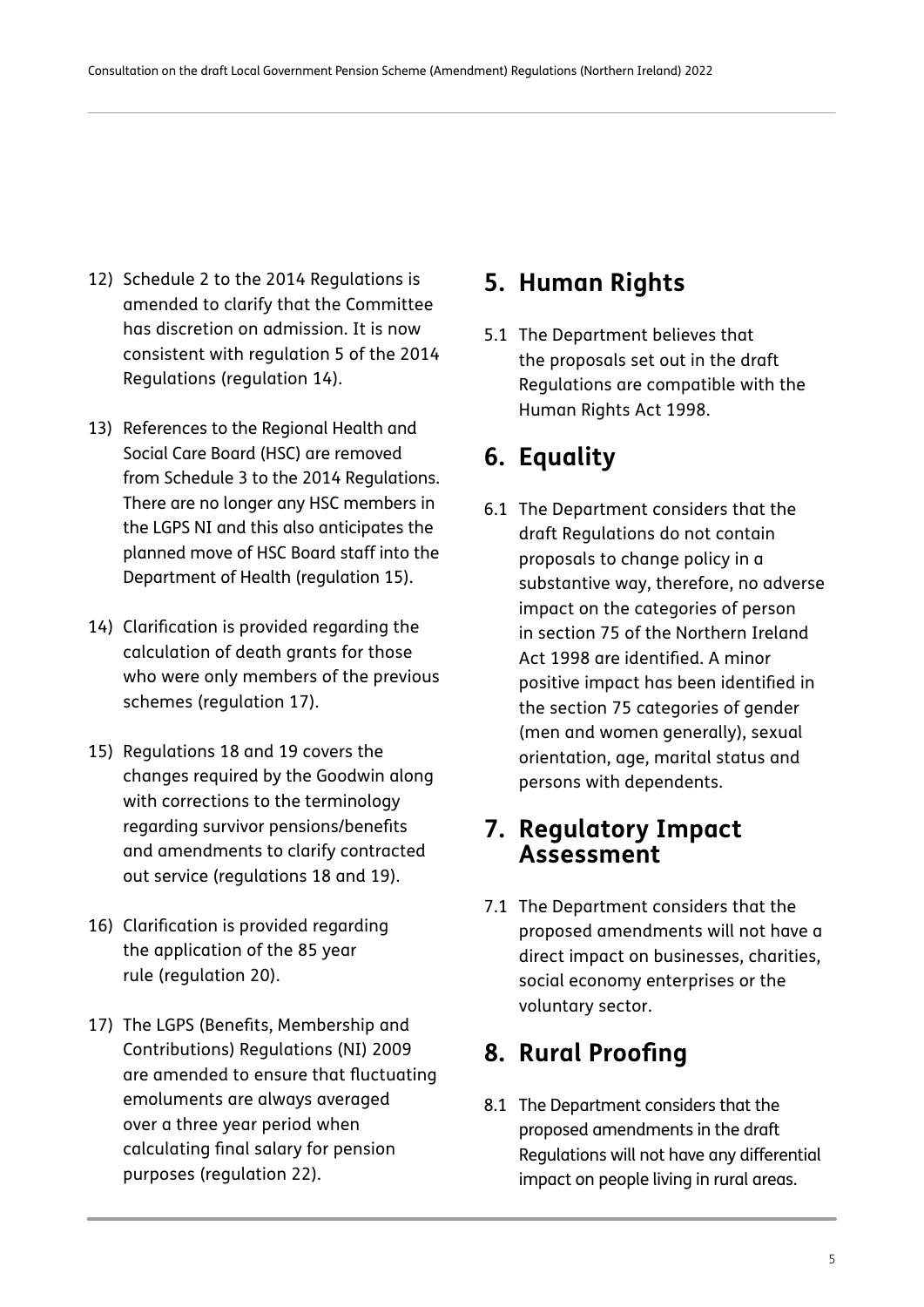12) Schedule 2 to the 2014 Regulations is amended to clarify that the Committee has discretion on admission. It is now consistent with regulation 5 of the 2014 Regulations (regulation 14).

13) References to the Regional Health and Social Care Board (HSC) are removed from Schedule 3 to the 2014 Regulations. There are no longer any HSC members in the LGPS NI and this also anticipates the planned move of HSC Board staff into the Department of Health (regulation 15).

14) Clarification is provided regarding the calculation of death grants for those who were only members of the previous schemes (regulation 17).

15) Regulations 18 and 19 covers the changes required by the Goodwin along with corrections to the terminology regarding survivor pensions/benefits and amendments to clarify contracted out service (regulations 18 and 19).

16) Clarification is provided regarding the application of the 85 year rule (regulation 20).

17) The LGPS (Benefits, Membership and Contributions) Regulations (NI) 2009 are amended to ensure that fluctuating emoluments are always averaged over a three year period when calculating final salary for pension purposes (regulation 22).

## 5. Human Rights

5.1 The Department believes that the proposals set out in the draft Regulations are compatible with the Human Rights Act 1998.

## 6. Equality

6.1 The Department considers that the draft Regulations do not contain proposals to change policy in a substantive way, therefore, no adverse impact on the categories of person in section 75 of the Northern Ireland Act 1998 are identified. A minor positive impact has been identified in the section 75 categories of gender (men and women generally), sexual orientation, age, marital status and persons with dependents.

## 7. Regulatory Impact Assessment

7.1 The Department considers that the proposed amendments will not have a direct impact on businesses, charities, social economy enterprises or the voluntary sector.

## 8. Rural Proofing

8.1 The Department considers that the proposed amendments in the draft Regulations will not have any differential impact on people living in rural areas.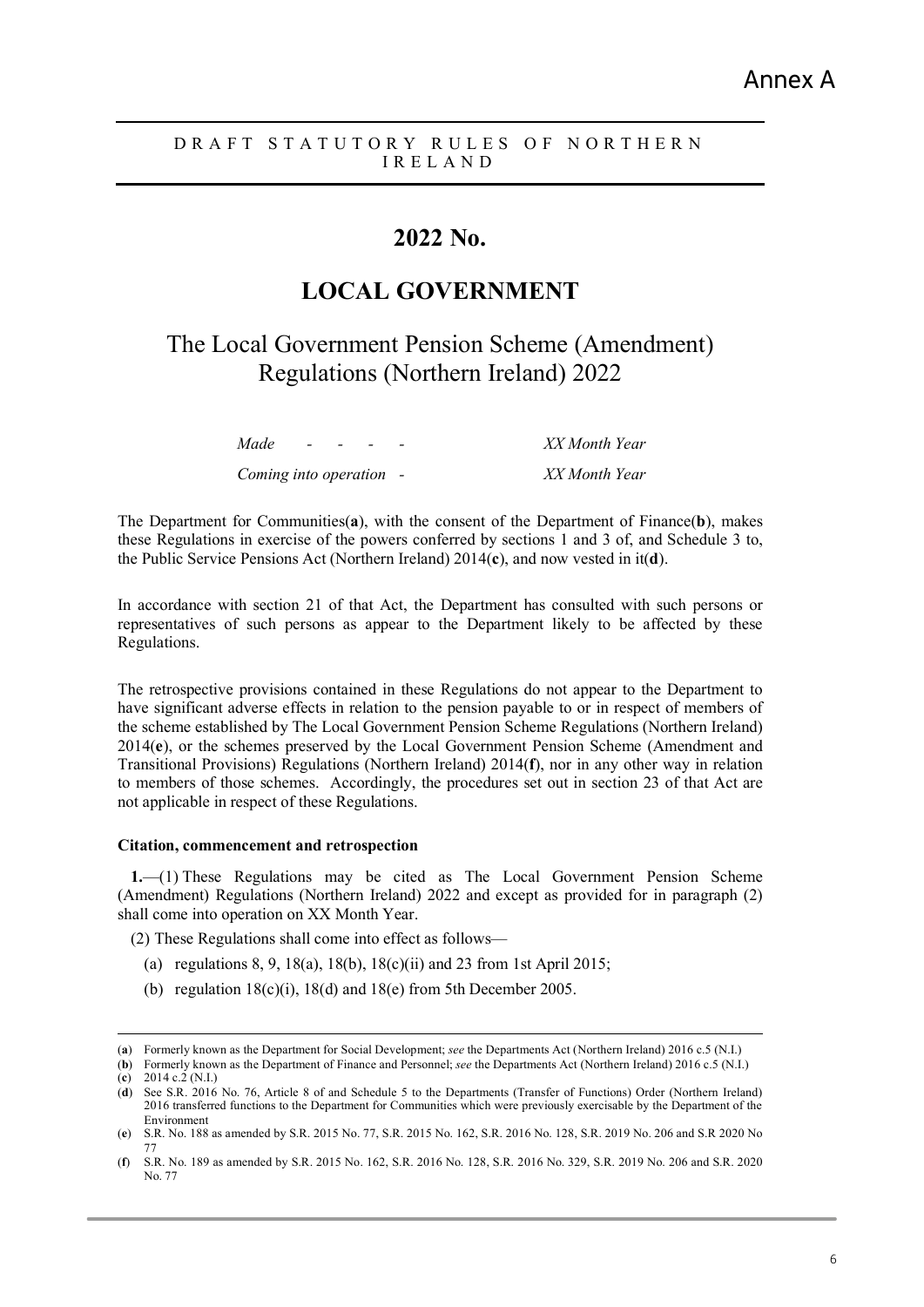Annex A

DRAFT STATUTORY RULES OF NORTHERN IRELAND

# 2022 No.

# LOCAL GOVERNMENT

## The Local Government Pension Scheme (Amendment) Regulations (Northern Ireland) 2022

| | |
|---|---|
| *Made - - - -* | *XX Month Year* |
| *Coming into operation -* | *XX Month Year* |

The Department for Communities(**a**), with the consent of the Department of Finance(**b**), makes these Regulations in exercise of the powers conferred by sections 1 and 3 of, and Schedule 3 to, the Public Service Pensions Act (Northern Ireland) 2014(**c**), and now vested in it(**d**).

In accordance with section 21 of that Act, the Department has consulted with such persons or representatives of such persons as appear to the Department likely to be affected by these Regulations.

The retrospective provisions contained in these Regulations do not appear to the Department to have significant adverse effects in relation to the pension payable to or in respect of members of the scheme established by The Local Government Pension Scheme Regulations (Northern Ireland) 2014(**e**), or the schemes preserved by the Local Government Pension Scheme (Amendment and Transitional Provisions) Regulations (Northern Ireland) 2014(**f**), nor in any other way in relation to members of those schemes. Accordingly, the procedures set out in section 23 of that Act are not applicable in respect of these Regulations.

**Citation, commencement and retrospection**

**1.**—(1) These Regulations may be cited as The Local Government Pension Scheme (Amendment) Regulations (Northern Ireland) 2022 and except as provided for in paragraph (2) shall come into operation on XX Month Year.

(2) These Regulations shall come into effect as follows—

(a) regulations 8, 9, 18(a), 18(b), 18(c)(ii) and 23 from 1st April 2015;

(b) regulation 18(c)(i), 18(d) and 18(e) from 5th December 2005.

---

(**a**) Formerly known as the Department for Social Development; *see* the Departments Act (Northern Ireland) 2016 c.5 (N.I.)

(**b**) Formerly known as the Department of Finance and Personnel; *see* the Departments Act (Northern Ireland) 2016 c.5 (N.I.)

(**c**) 2014 c.2 (N.I.)

(**d**) See S.R. 2016 No. 76, Article 8 of and Schedule 5 to the Departments (Transfer of Functions) Order (Northern Ireland) 2016 transferred functions to the Department for Communities which were previously exercisable by the Department of the Environment

(**e**) S.R. No. 188 as amended by S.R. 2015 No. 77, S.R. 2015 No. 162, S.R. 2016 No. 128, S.R. 2019 No. 206 and S.R 2020 No 77

(**f**) S.R. No. 189 as amended by S.R. 2015 No. 162, S.R. 2016 No. 128, S.R. 2016 No. 329, S.R. 2019 No. 206 and S.R. 2020 No. 77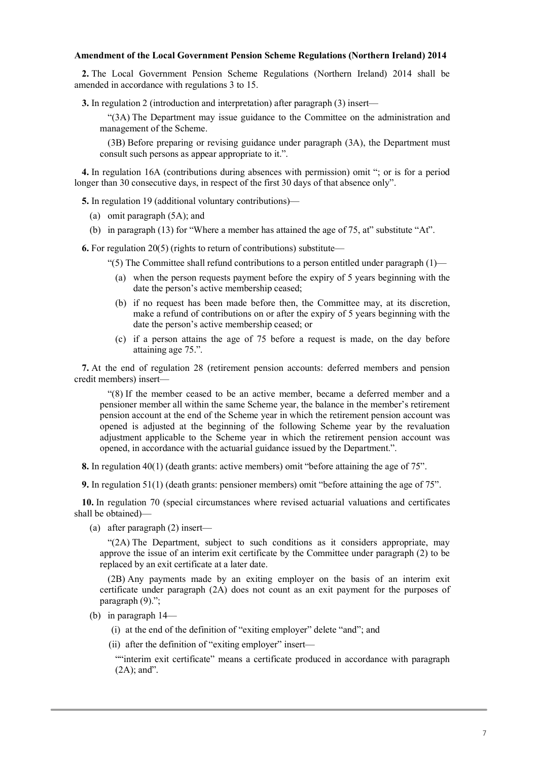**Amendment of the Local Government Pension Scheme Regulations (Northern Ireland) 2014**

**2.** The Local Government Pension Scheme Regulations (Northern Ireland) 2014 shall be amended in accordance with regulations 3 to 15.

**3.** In regulation 2 (introduction and interpretation) after paragraph (3) insert—

"(3A) The Department may issue guidance to the Committee on the administration and management of the Scheme.

(3B) Before preparing or revising guidance under paragraph (3A), the Department must consult such persons as appear appropriate to it.".

**4.** In regulation 16A (contributions during absences with permission) omit "; or is for a period longer than 30 consecutive days, in respect of the first 30 days of that absence only".

**5.** In regulation 19 (additional voluntary contributions)—

(a) omit paragraph (5A); and

(b) in paragraph (13) for "Where a member has attained the age of 75, at" substitute "At".

**6.** For regulation 20(5) (rights to return of contributions) substitute—

"(5) The Committee shall refund contributions to a person entitled under paragraph (1)—

(a) when the person requests payment before the expiry of 5 years beginning with the date the person's active membership ceased;

(b) if no request has been made before then, the Committee may, at its discretion, make a refund of contributions on or after the expiry of 5 years beginning with the date the person's active membership ceased; or

(c) if a person attains the age of 75 before a request is made, on the day before attaining age 75.".

**7.** At the end of regulation 28 (retirement pension accounts: deferred members and pension credit members) insert—

"(8) If the member ceased to be an active member, became a deferred member and a pensioner member all within the same Scheme year, the balance in the member's retirement pension account at the end of the Scheme year in which the retirement pension account was opened is adjusted at the beginning of the following Scheme year by the revaluation adjustment applicable to the Scheme year in which the retirement pension account was opened, in accordance with the actuarial guidance issued by the Department.".

**8.** In regulation 40(1) (death grants: active members) omit "before attaining the age of 75".

**9.** In regulation 51(1) (death grants: pensioner members) omit "before attaining the age of 75".

**10.** In regulation 70 (special circumstances where revised actuarial valuations and certificates shall be obtained)—

(a) after paragraph (2) insert—

"(2A) The Department, subject to such conditions as it considers appropriate, may approve the issue of an interim exit certificate by the Committee under paragraph (2) to be replaced by an exit certificate at a later date.

(2B) Any payments made by an exiting employer on the basis of an interim exit certificate under paragraph (2A) does not count as an exit payment for the purposes of paragraph (9).";

(b) in paragraph 14—

(i) at the end of the definition of "exiting employer" delete "and"; and

(ii) after the definition of "exiting employer" insert—

""interim exit certificate" means a certificate produced in accordance with paragraph (2A); and".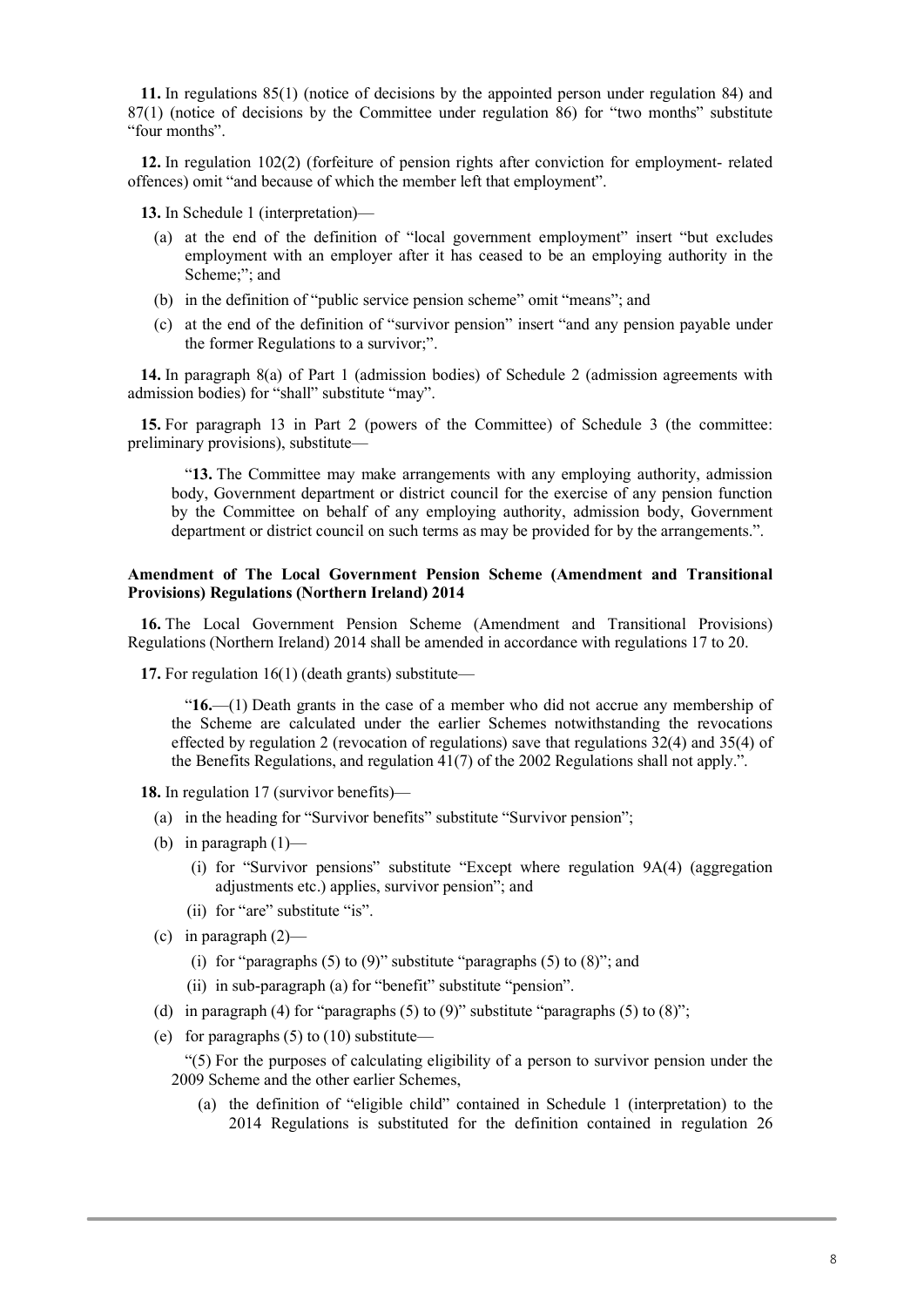**11.** In regulations 85(1) (notice of decisions by the appointed person under regulation 84) and 87(1) (notice of decisions by the Committee under regulation 86) for "two months" substitute "four months".

**12.** In regulation 102(2) (forfeiture of pension rights after conviction for employment- related offences) omit "and because of which the member left that employment".

**13.** In Schedule 1 (interpretation)—

(a) at the end of the definition of "local government employment" insert "but excludes employment with an employer after it has ceased to be an employing authority in the Scheme;"; and

(b) in the definition of "public service pension scheme" omit "means"; and

(c) at the end of the definition of "survivor pension" insert "and any pension payable under the former Regulations to a survivor;".

**14.** In paragraph 8(a) of Part 1 (admission bodies) of Schedule 2 (admission agreements with admission bodies) for "shall" substitute "may".

**15.** For paragraph 13 in Part 2 (powers of the Committee) of Schedule 3 (the committee: preliminary provisions), substitute—

> "**13.** The Committee may make arrangements with any employing authority, admission body, Government department or district council for the exercise of any pension function by the Committee on behalf of any employing authority, admission body, Government department or district council on such terms as may be provided for by the arrangements.".

### Amendment of The Local Government Pension Scheme (Amendment and Transitional Provisions) Regulations (Northern Ireland) 2014

**16.** The Local Government Pension Scheme (Amendment and Transitional Provisions) Regulations (Northern Ireland) 2014 shall be amended in accordance with regulations 17 to 20.

**17.** For regulation 16(1) (death grants) substitute—

> "**16.**—(1) Death grants in the case of a member who did not accrue any membership of the Scheme are calculated under the earlier Schemes notwithstanding the revocations effected by regulation 2 (revocation of regulations) save that regulations 32(4) and 35(4) of the Benefits Regulations, and regulation 41(7) of the 2002 Regulations shall not apply.".

**18.** In regulation 17 (survivor benefits)—

(a) in the heading for "Survivor benefits" substitute "Survivor pension";

(b) in paragraph (1)—

(i) for "Survivor pensions" substitute "Except where regulation 9A(4) (aggregation adjustments etc.) applies, survivor pension"; and

(ii) for "are" substitute "is".

(c) in paragraph (2)—

(i) for "paragraphs (5) to (9)" substitute "paragraphs (5) to (8)"; and

(ii) in sub-paragraph (a) for "benefit" substitute "pension".

(d) in paragraph (4) for "paragraphs (5) to (9)" substitute "paragraphs (5) to (8)";

(e) for paragraphs (5) to (10) substitute—

> "(5) For the purposes of calculating eligibility of a person to survivor pension under the 2009 Scheme and the other earlier Schemes,
>
> (a) the definition of "eligible child" contained in Schedule 1 (interpretation) to the 2014 Regulations is substituted for the definition contained in regulation 26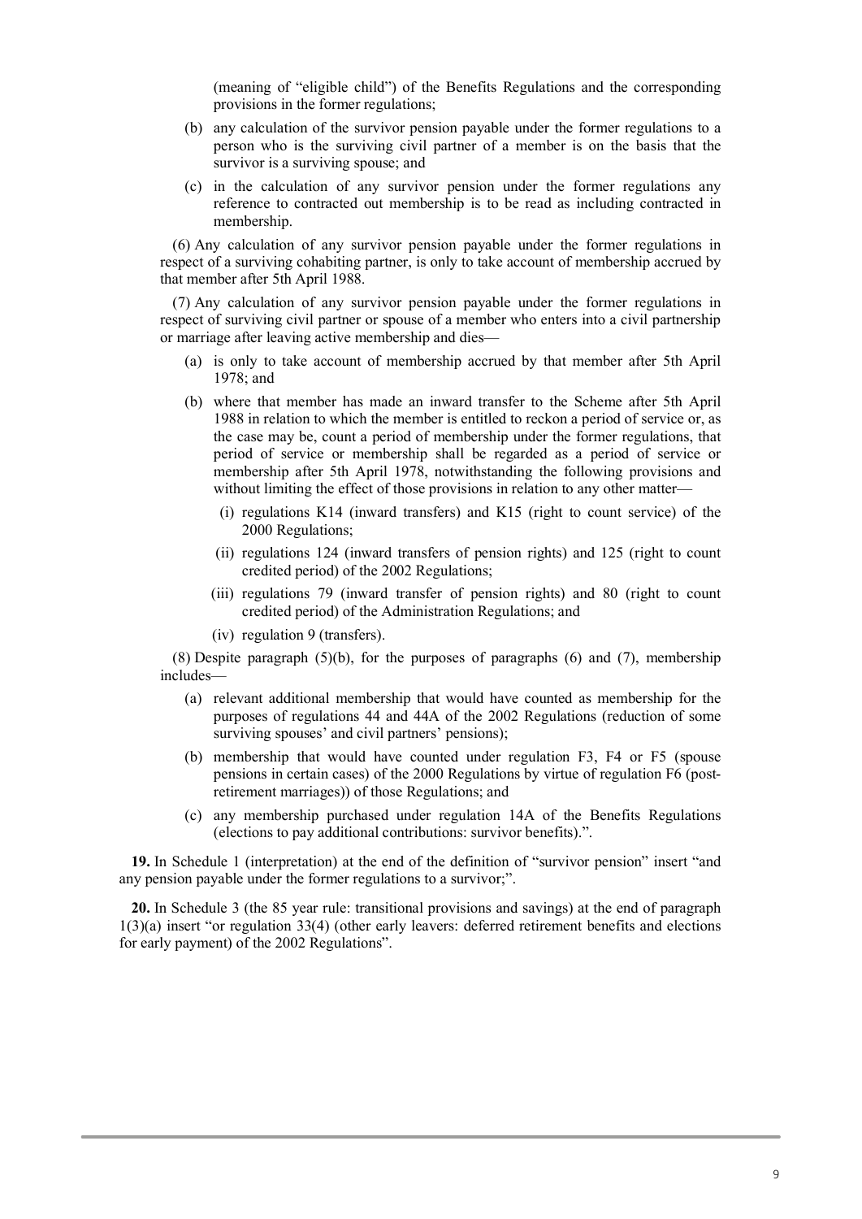(meaning of "eligible child") of the Benefits Regulations and the corresponding provisions in the former regulations;

(b) any calculation of the survivor pension payable under the former regulations to a person who is the surviving civil partner of a member is on the basis that the survivor is a surviving spouse; and

(c) in the calculation of any survivor pension under the former regulations any reference to contracted out membership is to be read as including contracted in membership.

(6) Any calculation of any survivor pension payable under the former regulations in respect of a surviving cohabiting partner, is only to take account of membership accrued by that member after 5th April 1988.

(7) Any calculation of any survivor pension payable under the former regulations in respect of surviving civil partner or spouse of a member who enters into a civil partnership or marriage after leaving active membership and dies—

(a) is only to take account of membership accrued by that member after 5th April 1978; and

(b) where that member has made an inward transfer to the Scheme after 5th April 1988 in relation to which the member is entitled to reckon a period of service or, as the case may be, count a period of membership under the former regulations, that period of service or membership shall be regarded as a period of service or membership after 5th April 1978, notwithstanding the following provisions and without limiting the effect of those provisions in relation to any other matter—

(i) regulations K14 (inward transfers) and K15 (right to count service) of the 2000 Regulations;

(ii) regulations 124 (inward transfers of pension rights) and 125 (right to count credited period) of the 2002 Regulations;

(iii) regulations 79 (inward transfer of pension rights) and 80 (right to count credited period) of the Administration Regulations; and

(iv) regulation 9 (transfers).

(8) Despite paragraph (5)(b), for the purposes of paragraphs (6) and (7), membership includes—

(a) relevant additional membership that would have counted as membership for the purposes of regulations 44 and 44A of the 2002 Regulations (reduction of some surviving spouses' and civil partners' pensions);

(b) membership that would have counted under regulation F3, F4 or F5 (spouse pensions in certain cases) of the 2000 Regulations by virtue of regulation F6 (post-retirement marriages)) of those Regulations; and

(c) any membership purchased under regulation 14A of the Benefits Regulations (elections to pay additional contributions: survivor benefits).".

**19.** In Schedule 1 (interpretation) at the end of the definition of "survivor pension" insert "and any pension payable under the former regulations to a survivor;".

**20.** In Schedule 3 (the 85 year rule: transitional provisions and savings) at the end of paragraph 1(3)(a) insert "or regulation 33(4) (other early leavers: deferred retirement benefits and elections for early payment) of the 2002 Regulations".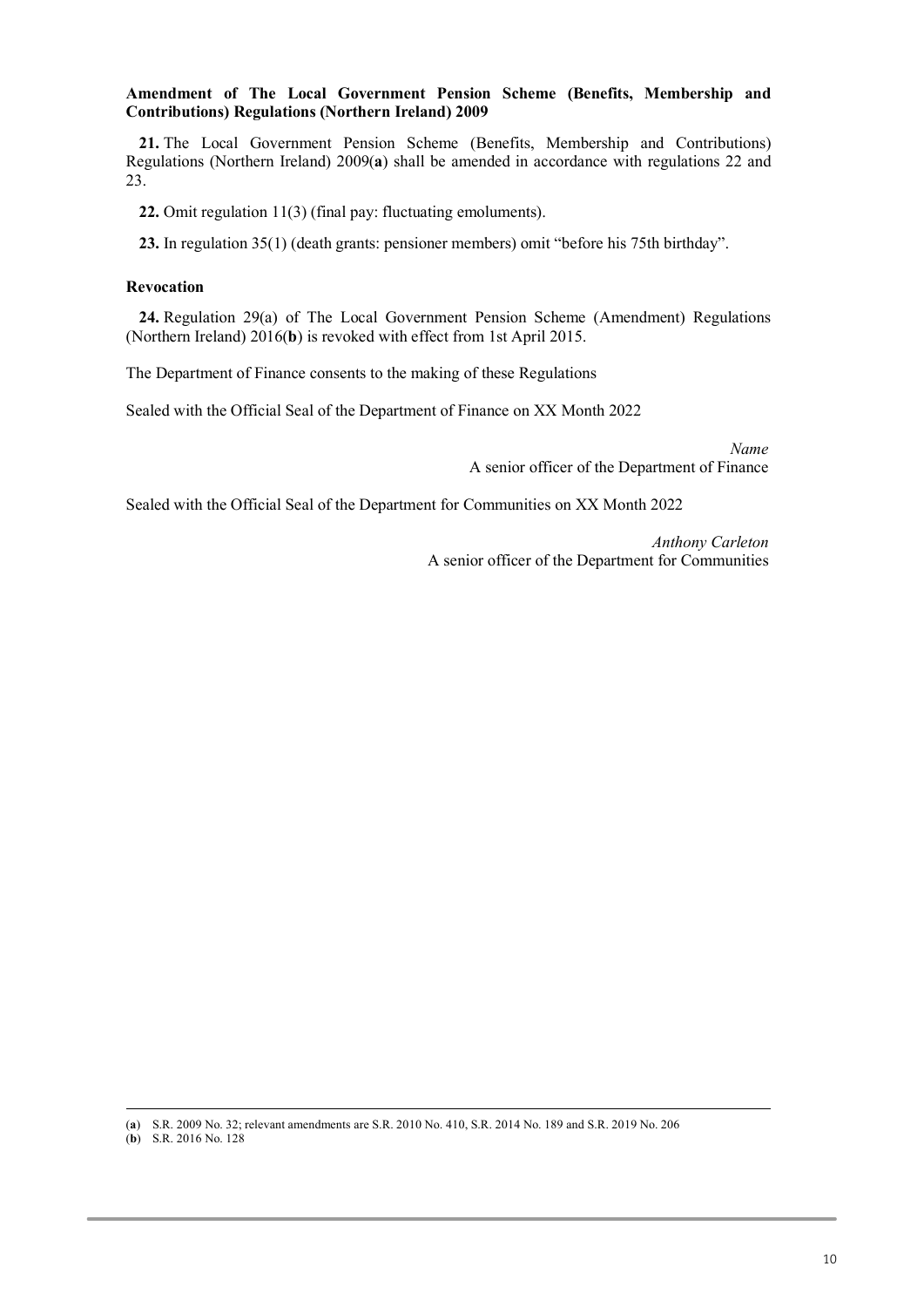**Amendment of The Local Government Pension Scheme (Benefits, Membership and Contributions) Regulations (Northern Ireland) 2009**

**21.** The Local Government Pension Scheme (Benefits, Membership and Contributions) Regulations (Northern Ireland) 2009(**a**) shall be amended in accordance with regulations 22 and 23.

**22.** Omit regulation 11(3) (final pay: fluctuating emoluments).

**23.** In regulation 35(1) (death grants: pensioner members) omit "before his 75th birthday".

**Revocation**

**24.** Regulation 29(a) of The Local Government Pension Scheme (Amendment) Regulations (Northern Ireland) 2016(**b**) is revoked with effect from 1st April 2015.

The Department of Finance consents to the making of these Regulations

Sealed with the Official Seal of the Department of Finance on XX Month 2022

*Name*
A senior officer of the Department of Finance

Sealed with the Official Seal of the Department for Communities on XX Month 2022

*Anthony Carleton*
A senior officer of the Department for Communities

---

(**a**) S.R. 2009 No. 32; relevant amendments are S.R. 2010 No. 410, S.R. 2014 No. 189 and S.R. 2019 No. 206
(**b**) S.R. 2016 No. 128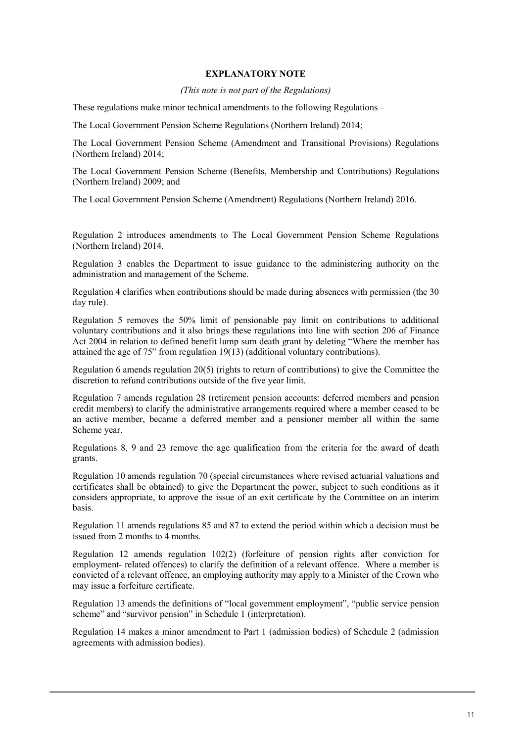**EXPLANATORY NOTE**

*(This note is not part of the Regulations)*

These regulations make minor technical amendments to the following Regulations –

The Local Government Pension Scheme Regulations (Northern Ireland) 2014;

The Local Government Pension Scheme (Amendment and Transitional Provisions) Regulations (Northern Ireland) 2014;

The Local Government Pension Scheme (Benefits, Membership and Contributions) Regulations (Northern Ireland) 2009; and

The Local Government Pension Scheme (Amendment) Regulations (Northern Ireland) 2016.

Regulation 2 introduces amendments to The Local Government Pension Scheme Regulations (Northern Ireland) 2014.

Regulation 3 enables the Department to issue guidance to the administering authority on the administration and management of the Scheme.

Regulation 4 clarifies when contributions should be made during absences with permission (the 30 day rule).

Regulation 5 removes the 50% limit of pensionable pay limit on contributions to additional voluntary contributions and it also brings these regulations into line with section 206 of Finance Act 2004 in relation to defined benefit lump sum death grant by deleting "Where the member has attained the age of 75" from regulation 19(13) (additional voluntary contributions).

Regulation 6 amends regulation 20(5) (rights to return of contributions) to give the Committee the discretion to refund contributions outside of the five year limit.

Regulation 7 amends regulation 28 (retirement pension accounts: deferred members and pension credit members) to clarify the administrative arrangements required where a member ceased to be an active member, became a deferred member and a pensioner member all within the same Scheme year.

Regulations 8, 9 and 23 remove the age qualification from the criteria for the award of death grants.

Regulation 10 amends regulation 70 (special circumstances where revised actuarial valuations and certificates shall be obtained) to give the Department the power, subject to such conditions as it considers appropriate, to approve the issue of an exit certificate by the Committee on an interim basis.

Regulation 11 amends regulations 85 and 87 to extend the period within which a decision must be issued from 2 months to 4 months.

Regulation 12 amends regulation 102(2) (forfeiture of pension rights after conviction for employment- related offences) to clarify the definition of a relevant offence. Where a member is convicted of a relevant offence, an employing authority may apply to a Minister of the Crown who may issue a forfeiture certificate.

Regulation 13 amends the definitions of "local government employment", "public service pension scheme" and "survivor pension" in Schedule 1 (interpretation).

Regulation 14 makes a minor amendment to Part 1 (admission bodies) of Schedule 2 (admission agreements with admission bodies).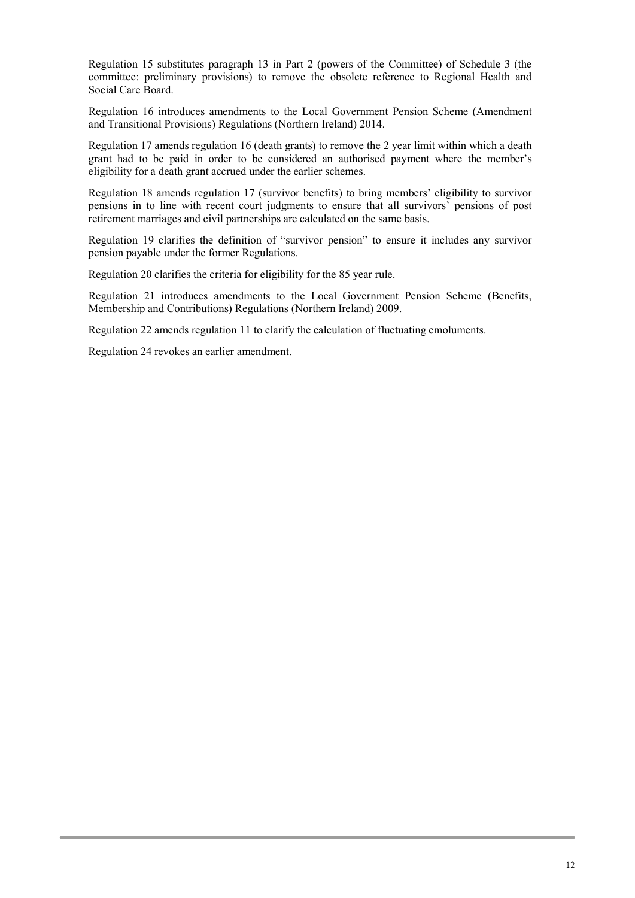Regulation 15 substitutes paragraph 13 in Part 2 (powers of the Committee) of Schedule 3 (the committee: preliminary provisions) to remove the obsolete reference to Regional Health and Social Care Board.

Regulation 16 introduces amendments to the Local Government Pension Scheme (Amendment and Transitional Provisions) Regulations (Northern Ireland) 2014.

Regulation 17 amends regulation 16 (death grants) to remove the 2 year limit within which a death grant had to be paid in order to be considered an authorised payment where the member's eligibility for a death grant accrued under the earlier schemes.

Regulation 18 amends regulation 17 (survivor benefits) to bring members' eligibility to survivor pensions in to line with recent court judgments to ensure that all survivors' pensions of post retirement marriages and civil partnerships are calculated on the same basis.

Regulation 19 clarifies the definition of "survivor pension" to ensure it includes any survivor pension payable under the former Regulations.

Regulation 20 clarifies the criteria for eligibility for the 85 year rule.

Regulation 21 introduces amendments to the Local Government Pension Scheme (Benefits, Membership and Contributions) Regulations (Northern Ireland) 2009.

Regulation 22 amends regulation 11 to clarify the calculation of fluctuating emoluments.

Regulation 24 revokes an earlier amendment.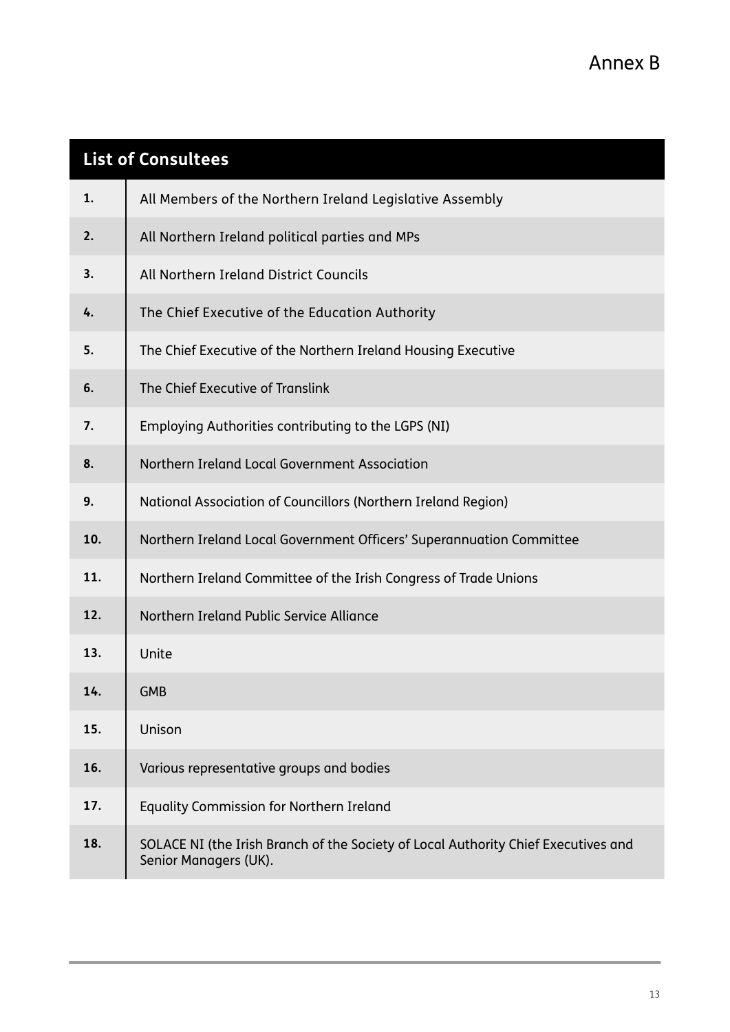# Annex B

| List of Consultees | |
|---|---|
| **1.** | All Members of the Northern Ireland Legislative Assembly |
| **2.** | All Northern Ireland political parties and MPs |
| **3.** | All Northern Ireland District Councils |
| **4.** | The Chief Executive of the Education Authority |
| **5.** | The Chief Executive of the Northern Ireland Housing Executive |
| **6.** | The Chief Executive of Translink |
| **7.** | Employing Authorities contributing to the LGPS (NI) |
| **8.** | Northern Ireland Local Government Association |
| **9.** | National Association of Councillors (Northern Ireland Region) |
| **10.** | Northern Ireland Local Government Officers' Superannuation Committee |
| **11.** | Northern Ireland Committee of the Irish Congress of Trade Unions |
| **12.** | Northern Ireland Public Service Alliance |
| **13.** | Unite |
| **14.** | GMB |
| **15.** | Unison |
| **16.** | Various representative groups and bodies |
| **17.** | Equality Commission for Northern Ireland |
| **18.** | SOLACE NI (the Irish Branch of the Society of Local Authority Chief Executives and Senior Managers (UK). |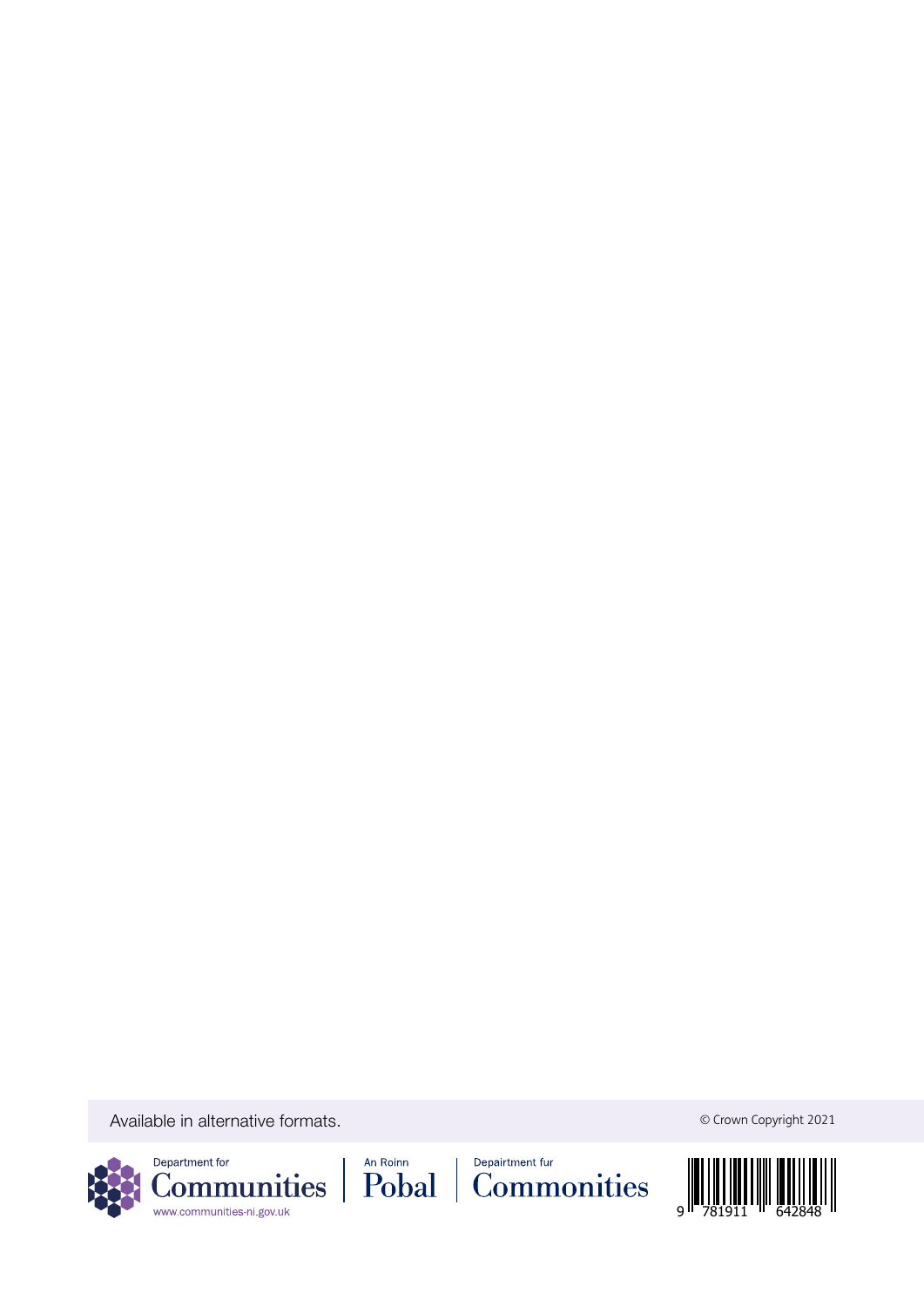Available in alternative formats.

© Crown Copyright 2021

Department for Communities

www.communities-ni.gov.uk

An Roinn Pobal

Depairtment fur Commonities

9 781911 642848